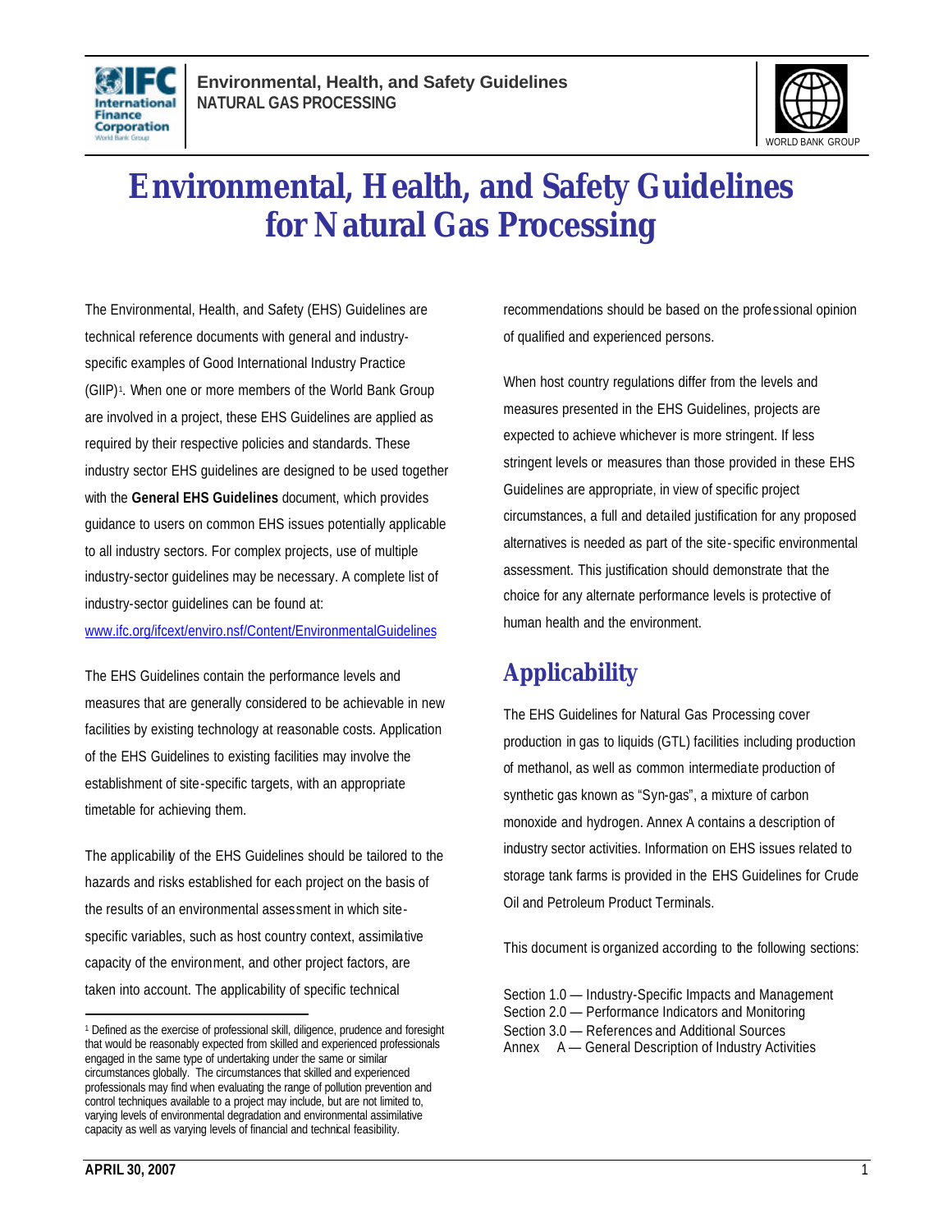# Environmental, Health, and Safety Guidelines for Natural Gas Processing

The Environmental, Health, and Safety (EHS) Guidelines are technical reference documents with general and industry-specific examples of Good International Industry Practice (GIIP)[1]. When one or more members of the World Bank Group are involved in a project, these EHS Guidelines are applied as required by their respective policies and standards. These industry sector EHS guidelines are designed to be used together with the **General EHS Guidelines** document, which provides guidance to users on common EHS issues potentially applicable to all industry sectors. For complex projects, use of multiple industry-sector guidelines may be necessary. A complete list of industry-sector guidelines can be found at: www.ifc.org/ifcext/enviro.nsf/Content/EnvironmentalGuidelines

The EHS Guidelines contain the performance levels and measures that are generally considered to be achievable in new facilities by existing technology at reasonable costs. Application of the EHS Guidelines to existing facilities may involve the establishment of site-specific targets, with an appropriate timetable for achieving them.

The applicability of the EHS Guidelines should be tailored to the hazards and risks established for each project on the basis of the results of an environmental assessment in which site-specific variables, such as host country context, assimilative capacity of the environment, and other project factors, are taken into account. The applicability of specific technical recommendations should be based on the professional opinion of qualified and experienced persons.

When host country regulations differ from the levels and measures presented in the EHS Guidelines, projects are expected to achieve whichever is more stringent. If less stringent levels or measures than those provided in these EHS Guidelines are appropriate, in view of specific project circumstances, a full and detailed justification for any proposed alternatives is needed as part of the site-specific environmental assessment. This justification should demonstrate that the choice for any alternate performance levels is protective of human health and the environment.

## Applicability

The EHS Guidelines for Natural Gas Processing cover production in gas to liquids (GTL) facilities including production of methanol, as well as common intermediate production of synthetic gas known as "Syn-gas", a mixture of carbon monoxide and hydrogen. Annex A contains a description of industry sector activities. Information on EHS issues related to storage tank farms is provided in the EHS Guidelines for Crude Oil and Petroleum Product Terminals.

This document is organized according to the following sections:

Section 1.0 — Industry-Specific Impacts and Management
Section 2.0 — Performance Indicators and Monitoring
Section 3.0 — References and Additional Sources
Annex A — General Description of Industry Activities

[1] Defined as the exercise of professional skill, diligence, prudence and foresight that would be reasonably expected from skilled and experienced professionals engaged in the same type of undertaking under the same or similar circumstances globally. The circumstances that skilled and experienced professionals may find when evaluating the range of pollution prevention and control techniques available to a project may include, but are not limited to, varying levels of environmental degradation and environmental assimilative capacity as well as varying levels of financial and technical feasibility.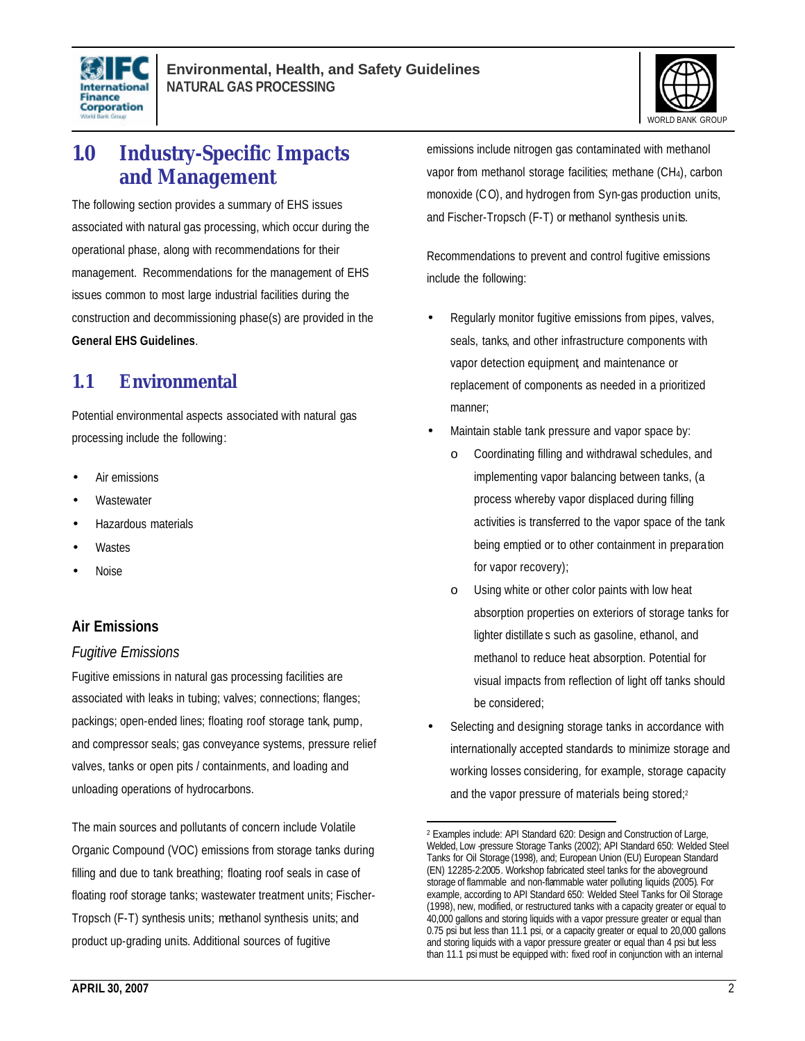# 1.0 Industry-Specific Impacts and Management

The following section provides a summary of EHS issues associated with natural gas processing, which occur during the operational phase, along with recommendations for their management. Recommendations for the management of EHS issues common to most large industrial facilities during the construction and decommissioning phase(s) are provided in the **General EHS Guidelines**.

## 1.1 Environmental

Potential environmental aspects associated with natural gas processing include the following:

- Air emissions
- Wastewater
- Hazardous materials
- Wastes
- Noise

### Air Emissions

*Fugitive Emissions*

Fugitive emissions in natural gas processing facilities are associated with leaks in tubing; valves; connections; flanges; packings; open-ended lines; floating roof storage tank, pump, and compressor seals; gas conveyance systems, pressure relief valves, tanks or open pits / containments, and loading and unloading operations of hydrocarbons.

The main sources and pollutants of concern include Volatile Organic Compound (VOC) emissions from storage tanks during filling and due to tank breathing; floating roof seals in case of floating roof storage tanks; wastewater treatment units; Fischer-Tropsch (F-T) synthesis units; methanol synthesis units; and product up-grading units. Additional sources of fugitive emissions include nitrogen gas contaminated with methanol vapor from methanol storage facilities; methane ($CH_4$), carbon monoxide (CO), and hydrogen from Syn-gas production units, and Fischer-Tropsch (F-T) or methanol synthesis units.

Recommendations to prevent and control fugitive emissions include the following:

- Regularly monitor fugitive emissions from pipes, valves, seals, tanks, and other infrastructure components with vapor detection equipment, and maintenance or replacement of components as needed in a prioritized manner;
- Maintain stable tank pressure and vapor space by:
  - Coordinating filling and withdrawal schedules, and implementing vapor balancing between tanks, (a process whereby vapor displaced during filling activities is transferred to the vapor space of the tank being emptied or to other containment in preparation for vapor recovery);
  - Using white or other color paints with low heat absorption properties on exteriors of storage tanks for lighter distillates such as gasoline, ethanol, and methanol to reduce heat absorption. Potential for visual impacts from reflection of light off tanks should be considered;
- Selecting and designing storage tanks in accordance with internationally accepted standards to minimize storage and working losses considering, for example, storage capacity and the vapor pressure of materials being stored;[2]

[2] Examples include: API Standard 620: Design and Construction of Large, Welded, Low-pressure Storage Tanks (2002); API Standard 650: Welded Steel Tanks for Oil Storage (1998), and; European Union (EU) European Standard (EN) 12285-2:2005. Workshop fabricated steel tanks for the aboveground storage of flammable and non-flammable water polluting liquids (2005). For example, according to API Standard 650: Welded Steel Tanks for Oil Storage (1998), new, modified, or restructured tanks with a capacity greater or equal to 40,000 gallons and storing liquids with a vapor pressure greater or equal than 0.75 psi but less than 11.1 psi, or a capacity greater or equal to 20,000 gallons and storing liquids with a vapor pressure greater or equal than 4 psi but less than 11.1 psi must be equipped with: fixed roof in conjunction with an internal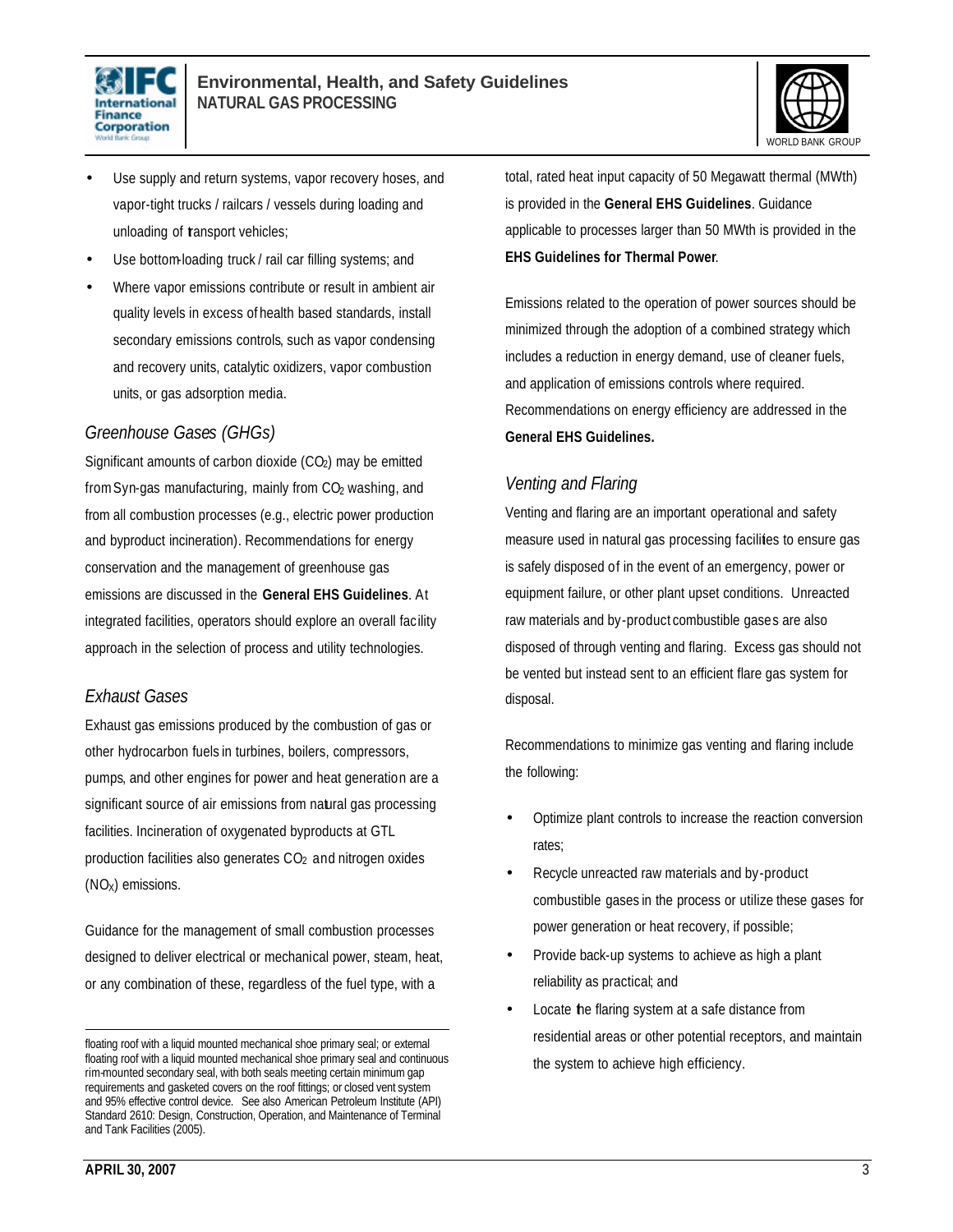- Use supply and return systems, vapor recovery hoses, and vapor-tight trucks / railcars / vessels during loading and unloading of transport vehicles;
- Use bottom-loading truck / rail car filling systems; and
- Where vapor emissions contribute or result in ambient air quality levels in excess of health based standards, install secondary emissions controls, such as vapor condensing and recovery units, catalytic oxidizers, vapor combustion units, or gas adsorption media.

### *Greenhouse Gases (GHGs)*

Significant amounts of carbon dioxide ($CO_2$) may be emitted from Syn-gas manufacturing, mainly from $CO_2$ washing, and from all combustion processes (e.g., electric power production and byproduct incineration). Recommendations for energy conservation and the management of greenhouse gas emissions are discussed in the **General EHS Guidelines**. At integrated facilities, operators should explore an overall facility approach in the selection of process and utility technologies.

### *Exhaust Gases*

Exhaust gas emissions produced by the combustion of gas or other hydrocarbon fuels in turbines, boilers, compressors, pumps, and other engines for power and heat generation are a significant source of air emissions from natural gas processing facilities. Incineration of oxygenated byproducts at GTL production facilities also generates $CO_2$ and nitrogen oxides ($NO_X$) emissions.

Guidance for the management of small combustion processes designed to deliver electrical or mechanical power, steam, heat, or any combination of these, regardless of the fuel type, with a total, rated heat input capacity of 50 Megawatt thermal (MWth) is provided in the **General EHS Guidelines**. Guidance applicable to processes larger than 50 MWth is provided in the **EHS Guidelines for Thermal Power**.

Emissions related to the operation of power sources should be minimized through the adoption of a combined strategy which includes a reduction in energy demand, use of cleaner fuels, and application of emissions controls where required. Recommendations on energy efficiency are addressed in the **General EHS Guidelines.**

### *Venting and Flaring*

Venting and flaring are an important operational and safety measure used in natural gas processing facilities to ensure gas is safely disposed of in the event of an emergency, power or equipment failure, or other plant upset conditions. Unreacted raw materials and by-product combustible gases are also disposed of through venting and flaring. Excess gas should not be vented but instead sent to an efficient flare gas system for disposal.

Recommendations to minimize gas venting and flaring include the following:

- Optimize plant controls to increase the reaction conversion rates;
- Recycle unreacted raw materials and by-product combustible gases in the process or utilize these gases for power generation or heat recovery, if possible;
- Provide back-up systems to achieve as high a plant reliability as practical; and
- Locate the flaring system at a safe distance from residential areas or other potential receptors, and maintain the system to achieve high efficiency.

---

floating roof with a liquid mounted mechanical shoe primary seal; or external floating roof with a liquid mounted mechanical shoe primary seal and continuous rim-mounted secondary seal, with both seals meeting certain minimum gap requirements and gasketed covers on the roof fittings; or closed vent system and 95% effective control device. See also American Petroleum Institute (API) Standard 2610: Design, Construction, Operation, and Maintenance of Terminal and Tank Facilities (2005).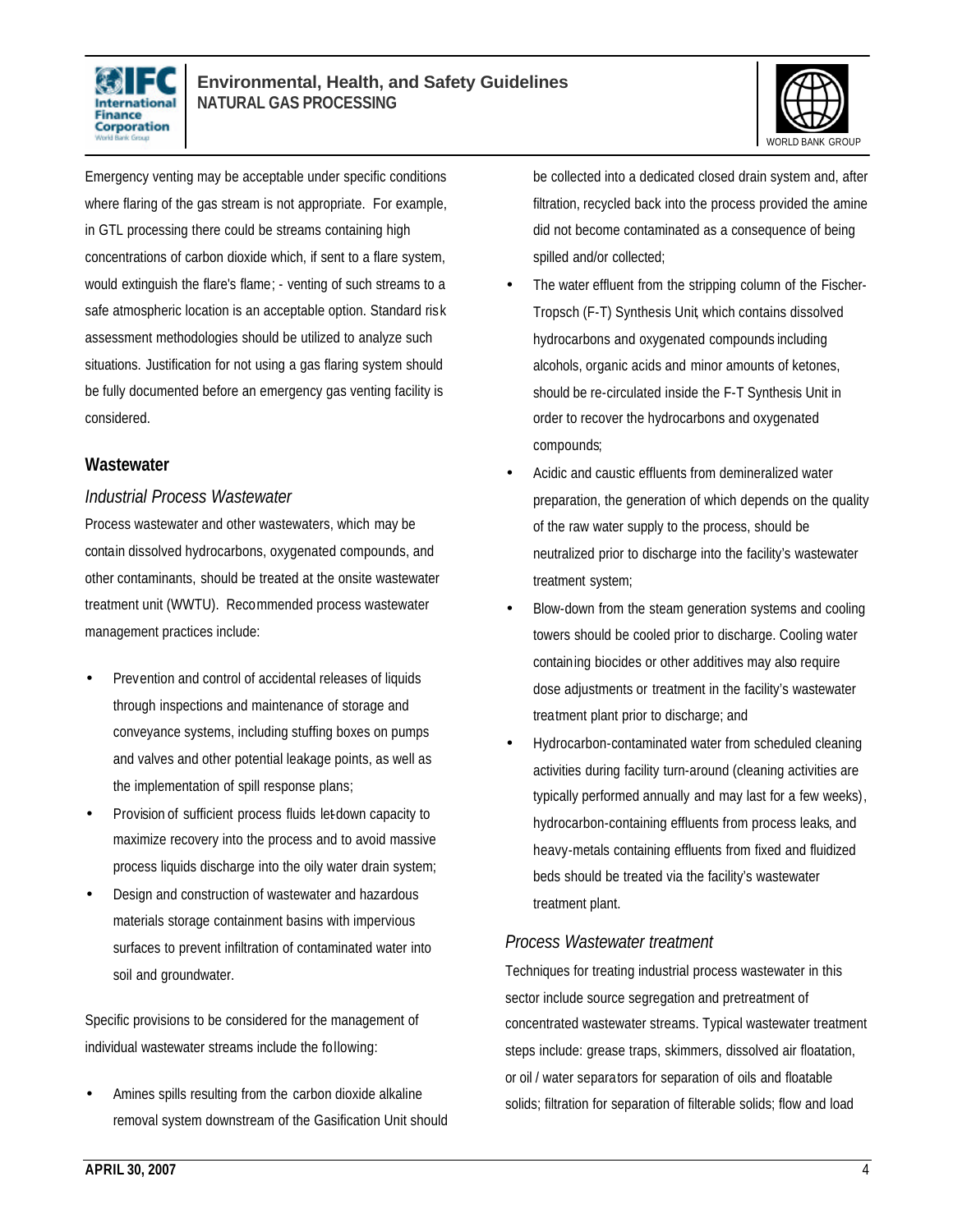Emergency venting may be acceptable under specific conditions where flaring of the gas stream is not appropriate. For example, in GTL processing there could be streams containing high concentrations of carbon dioxide which, if sent to a flare system, would extinguish the flare's flame; - venting of such streams to a safe atmospheric location is an acceptable option. Standard risk assessment methodologies should be utilized to analyze such situations. Justification for not using a gas flaring system should be fully documented before an emergency gas venting facility is considered.

## Wastewater

### *Industrial Process Wastewater*

Process wastewater and other wastewaters, which may be contain dissolved hydrocarbons, oxygenated compounds, and other contaminants, should be treated at the onsite wastewater treatment unit (WWTU). Recommended process wastewater management practices include:

- Prevention and control of accidental releases of liquids through inspections and maintenance of storage and conveyance systems, including stuffing boxes on pumps and valves and other potential leakage points, as well as the implementation of spill response plans;
- Provision of sufficient process fluids let-down capacity to maximize recovery into the process and to avoid massive process liquids discharge into the oily water drain system;
- Design and construction of wastewater and hazardous materials storage containment basins with impervious surfaces to prevent infiltration of contaminated water into soil and groundwater.

Specific provisions to be considered for the management of individual wastewater streams include the following:

- Amines spills resulting from the carbon dioxide alkaline removal system downstream of the Gasification Unit should be collected into a dedicated closed drain system and, after filtration, recycled back into the process provided the amine did not become contaminated as a consequence of being spilled and/or collected;
- The water effluent from the stripping column of the Fischer-Tropsch (F-T) Synthesis Unit, which contains dissolved hydrocarbons and oxygenated compounds including alcohols, organic acids and minor amounts of ketones, should be re-circulated inside the F-T Synthesis Unit in order to recover the hydrocarbons and oxygenated compounds;
- Acidic and caustic effluents from demineralized water preparation, the generation of which depends on the quality of the raw water supply to the process, should be neutralized prior to discharge into the facility's wastewater treatment system;
- Blow-down from the steam generation systems and cooling towers should be cooled prior to discharge. Cooling water containing biocides or other additives may also require dose adjustments or treatment in the facility's wastewater treatment plant prior to discharge; and
- Hydrocarbon-contaminated water from scheduled cleaning activities during facility turn-around (cleaning activities are typically performed annually and may last for a few weeks), hydrocarbon-containing effluents from process leaks, and heavy-metals containing effluents from fixed and fluidized beds should be treated via the facility's wastewater treatment plant.

### *Process Wastewater treatment*

Techniques for treating industrial process wastewater in this sector include source segregation and pretreatment of concentrated wastewater streams. Typical wastewater treatment steps include: grease traps, skimmers, dissolved air floatation, or oil / water separators for separation of oils and floatable solids; filtration for separation of filterable solids; flow and load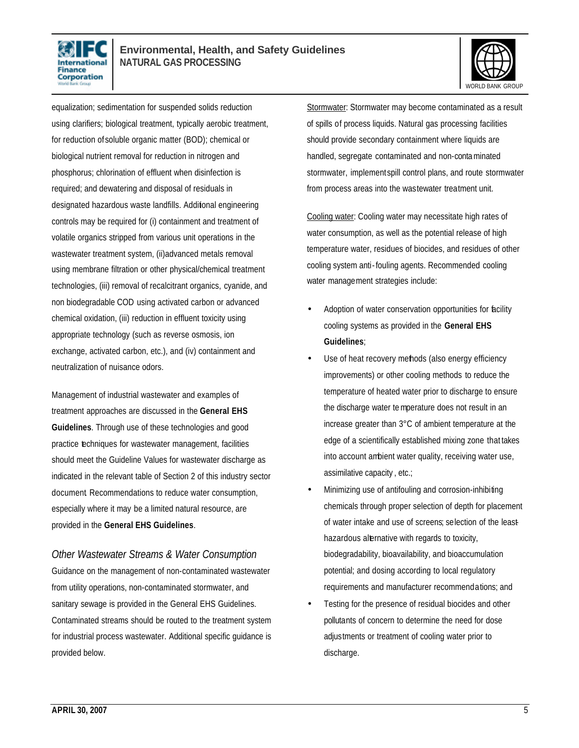equalization; sedimentation for suspended solids reduction using clarifiers; biological treatment, typically aerobic treatment, for reduction of soluble organic matter (BOD); chemical or biological nutrient removal for reduction in nitrogen and phosphorus; chlorination of effluent when disinfection is required; and dewatering and disposal of residuals in designated hazardous waste landfills. Additional engineering controls may be required for (i) containment and treatment of volatile organics stripped from various unit operations in the wastewater treatment system, (ii) advanced metals removal using membrane filtration or other physical/chemical treatment technologies, (iii) removal of recalcitrant organics, cyanide, and non biodegradable COD using activated carbon or advanced chemical oxidation, (iii) reduction in effluent toxicity using appropriate technology (such as reverse osmosis, ion exchange, activated carbon, etc.), and (iv) containment and neutralization of nuisance odors.

Management of industrial wastewater and examples of treatment approaches are discussed in the **General EHS Guidelines**. Through use of these technologies and good practice techniques for wastewater management, facilities should meet the Guideline Values for wastewater discharge as indicated in the relevant table of Section 2 of this industry sector document. Recommendations to reduce water consumption, especially where it may be a limited natural resource, are provided in the **General EHS Guidelines**.

### *Other Wastewater Streams & Water Consumption*

Guidance on the management of non-contaminated wastewater from utility operations, non-contaminated stormwater, and sanitary sewage is provided in the General EHS Guidelines. Contaminated streams should be routed to the treatment system for industrial process wastewater. Additional specific guidance is provided below.

Stormwater: Stormwater may become contaminated as a result of spills of process liquids. Natural gas processing facilities should provide secondary containment where liquids are handled, segregate contaminated and non-contaminated stormwater, implement spill control plans, and route stormwater from process areas into the wastewater treatment unit.

Cooling water: Cooling water may necessitate high rates of water consumption, as well as the potential release of high temperature water, residues of biocides, and residues of other cooling system anti-fouling agents. Recommended cooling water management strategies include:

- Adoption of water conservation opportunities for facility cooling systems as provided in the **General EHS Guidelines**;
- Use of heat recovery methods (also energy efficiency improvements) or other cooling methods to reduce the temperature of heated water prior to discharge to ensure the discharge water temperature does not result in an increase greater than 3°C of ambient temperature at the edge of a scientifically established mixing zone that takes into account ambient water quality, receiving water use, assimilative capacity, etc.;
- Minimizing use of antifouling and corrosion-inhibiting chemicals through proper selection of depth for placement of water intake and use of screens; selection of the least-hazardous alternative with regards to toxicity, biodegradability, bioavailability, and bioaccumulation potential; and dosing according to local regulatory requirements and manufacturer recommendations; and
- Testing for the presence of residual biocides and other pollutants of concern to determine the need for dose adjustments or treatment of cooling water prior to discharge.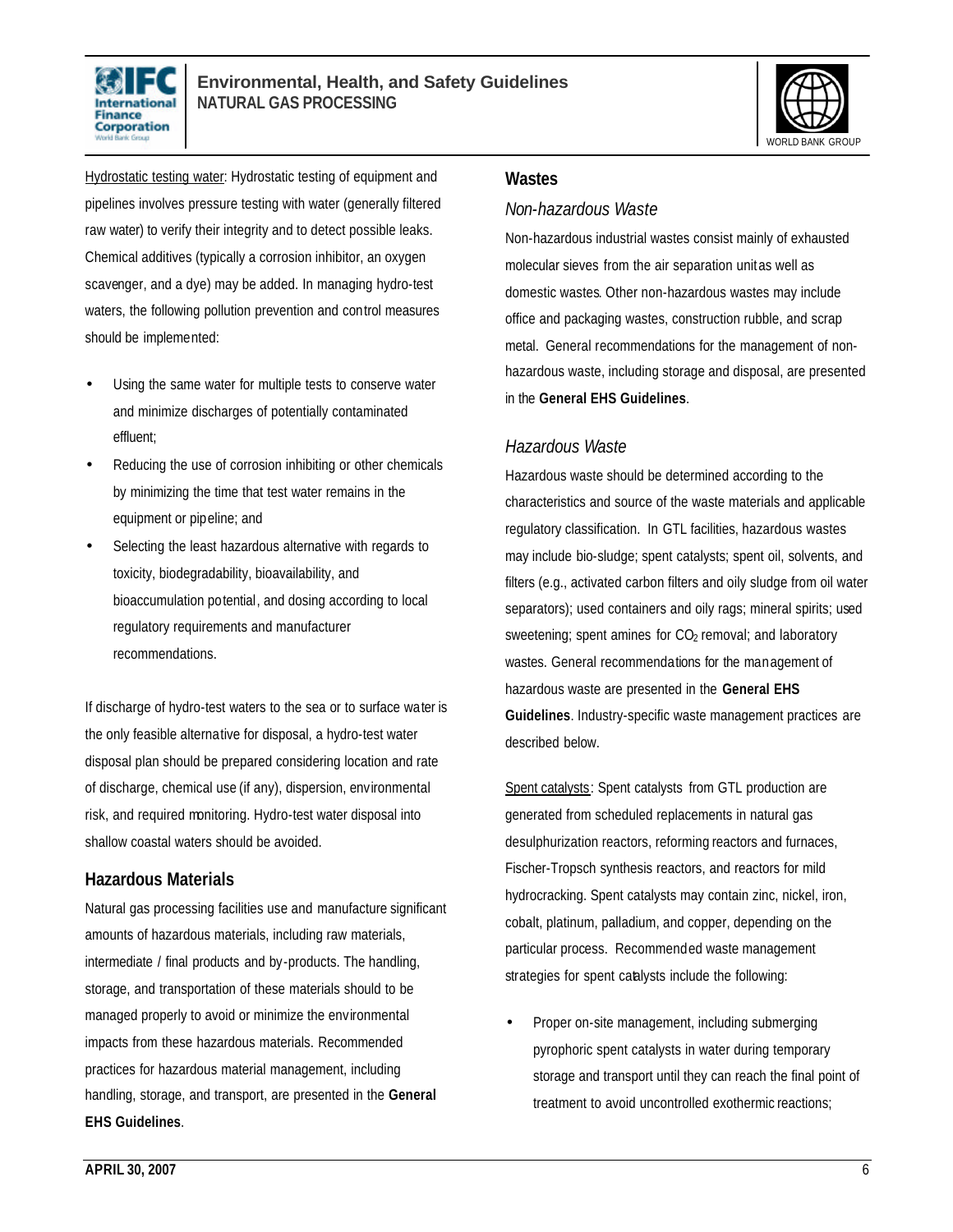Hydrostatic testing water: Hydrostatic testing of equipment and pipelines involves pressure testing with water (generally filtered raw water) to verify their integrity and to detect possible leaks. Chemical additives (typically a corrosion inhibitor, an oxygen scavenger, and a dye) may be added. In managing hydro-test waters, the following pollution prevention and control measures should be implemented:

- Using the same water for multiple tests to conserve water and minimize discharges of potentially contaminated effluent;
- Reducing the use of corrosion inhibiting or other chemicals by minimizing the time that test water remains in the equipment or pipeline; and
- Selecting the least hazardous alternative with regards to toxicity, biodegradability, bioavailability, and bioaccumulation potential, and dosing according to local regulatory requirements and manufacturer recommendations.

If discharge of hydro-test waters to the sea or to surface water is the only feasible alternative for disposal, a hydro-test water disposal plan should be prepared considering location and rate of discharge, chemical use (if any), dispersion, environmental risk, and required monitoring. Hydro-test water disposal into shallow coastal waters should be avoided.

## Hazardous Materials

Natural gas processing facilities use and manufacture significant amounts of hazardous materials, including raw materials, intermediate / final products and by-products. The handling, storage, and transportation of these materials should to be managed properly to avoid or minimize the environmental impacts from these hazardous materials. Recommended practices for hazardous material management, including handling, storage, and transport, are presented in the **General EHS Guidelines**.

## Wastes

### *Non-hazardous Waste*

Non-hazardous industrial wastes consist mainly of exhausted molecular sieves from the air separation unit as well as domestic wastes. Other non-hazardous wastes may include office and packaging wastes, construction rubble, and scrap metal. General recommendations for the management of non-hazardous waste, including storage and disposal, are presented in the **General EHS Guidelines**.

### *Hazardous Waste*

Hazardous waste should be determined according to the characteristics and source of the waste materials and applicable regulatory classification. In GTL facilities, hazardous wastes may include bio-sludge; spent catalysts; spent oil, solvents, and filters (e.g., activated carbon filters and oily sludge from oil water separators); used containers and oily rags; mineral spirits; used sweetening; spent amines for $CO_2$ removal; and laboratory wastes. General recommendations for the management of hazardous waste are presented in the **General EHS Guidelines**. Industry-specific waste management practices are described below.

Spent catalysts: Spent catalysts from GTL production are generated from scheduled replacements in natural gas desulphurization reactors, reforming reactors and furnaces, Fischer-Tropsch synthesis reactors, and reactors for mild hydrocracking. Spent catalysts may contain zinc, nickel, iron, cobalt, platinum, palladium, and copper, depending on the particular process. Recommended waste management strategies for spent catalysts include the following:

- Proper on-site management, including submerging pyrophoric spent catalysts in water during temporary storage and transport until they can reach the final point of treatment to avoid uncontrolled exothermic reactions;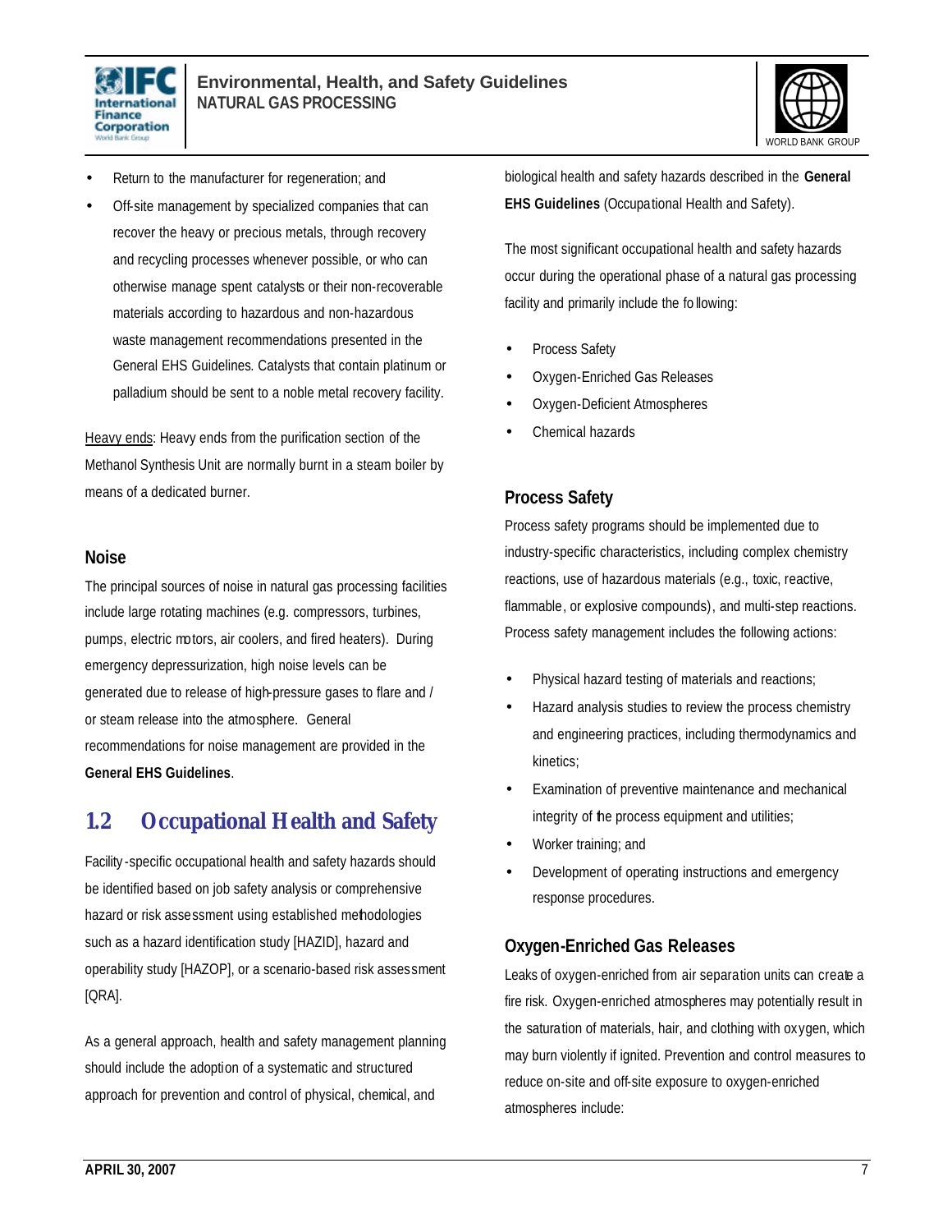- Return to the manufacturer for regeneration; and
- Off-site management by specialized companies that can recover the heavy or precious metals, through recovery and recycling processes whenever possible, or who can otherwise manage spent catalysts or their non-recoverable materials according to hazardous and non-hazardous waste management recommendations presented in the General EHS Guidelines. Catalysts that contain platinum or palladium should be sent to a noble metal recovery facility.

Heavy ends: Heavy ends from the purification section of the Methanol Synthesis Unit are normally burnt in a steam boiler by means of a dedicated burner.

### Noise

The principal sources of noise in natural gas processing facilities include large rotating machines (e.g. compressors, turbines, pumps, electric motors, air coolers, and fired heaters). During emergency depressurization, high noise levels can be generated due to release of high-pressure gases to flare and / or steam release into the atmosphere. General recommendations for noise management are provided in the **General EHS Guidelines**.

## 1.2 Occupational Health and Safety

Facility-specific occupational health and safety hazards should be identified based on job safety analysis or comprehensive hazard or risk assessment using established methodologies such as a hazard identification study [HAZID], hazard and operability study [HAZOP], or a scenario-based risk assessment [QRA].

As a general approach, health and safety management planning should include the adoption of a systematic and structured approach for prevention and control of physical, chemical, and biological health and safety hazards described in the **General EHS Guidelines** (Occupational Health and Safety).

The most significant occupational health and safety hazards occur during the operational phase of a natural gas processing facility and primarily include the following:

- Process Safety
- Oxygen-Enriched Gas Releases
- Oxygen-Deficient Atmospheres
- Chemical hazards

### Process Safety

Process safety programs should be implemented due to industry-specific characteristics, including complex chemistry reactions, use of hazardous materials (e.g., toxic, reactive, flammable, or explosive compounds), and multi-step reactions. Process safety management includes the following actions:

- Physical hazard testing of materials and reactions;
- Hazard analysis studies to review the process chemistry and engineering practices, including thermodynamics and kinetics;
- Examination of preventive maintenance and mechanical integrity of the process equipment and utilities;
- Worker training; and
- Development of operating instructions and emergency response procedures.

### Oxygen-Enriched Gas Releases

Leaks of oxygen-enriched from air separation units can create a fire risk. Oxygen-enriched atmospheres may potentially result in the saturation of materials, hair, and clothing with oxygen, which may burn violently if ignited. Prevention and control measures to reduce on-site and off-site exposure to oxygen-enriched atmospheres include: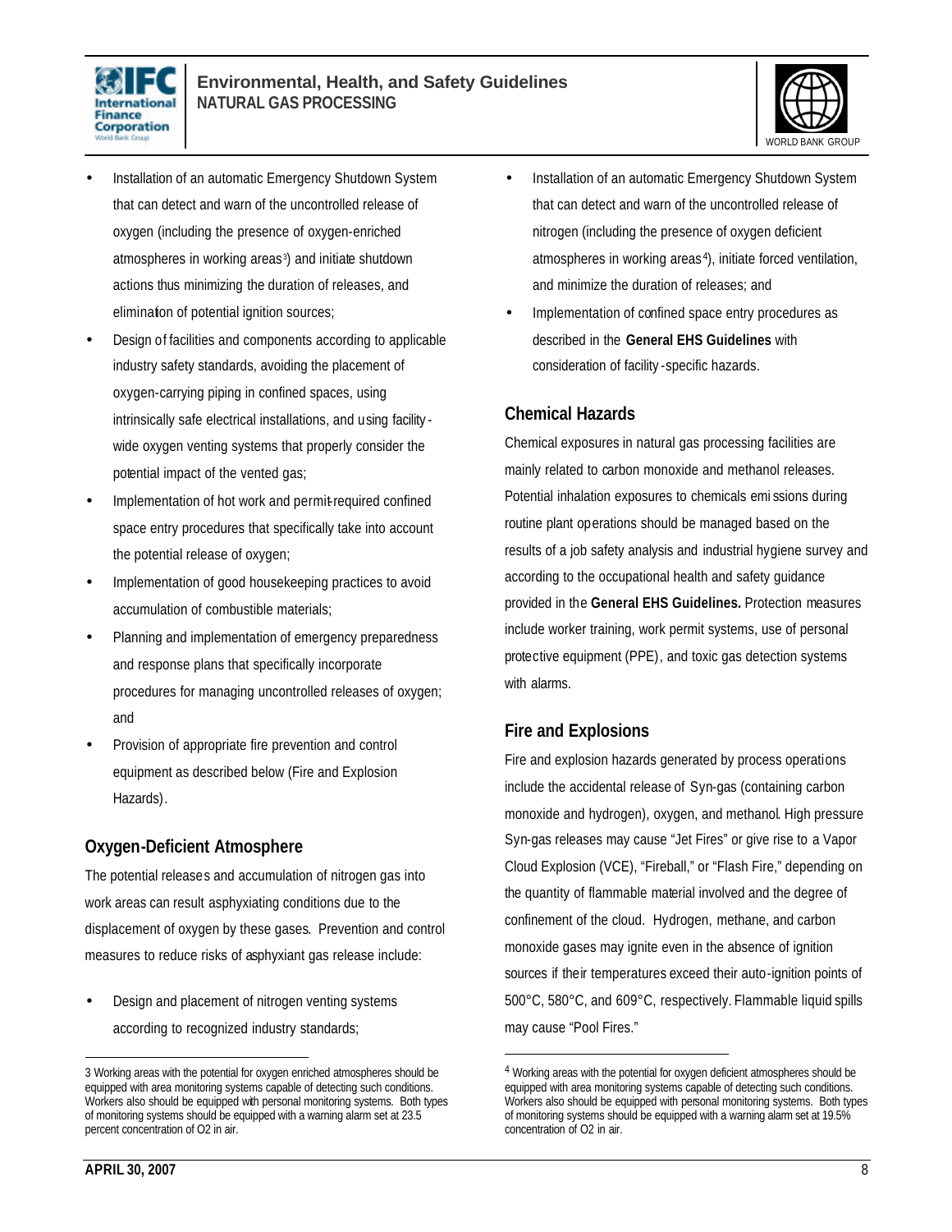- Installation of an automatic Emergency Shutdown System that can detect and warn of the uncontrolled release of oxygen (including the presence of oxygen-enriched atmospheres in working areas[3]) and initiate shutdown actions thus minimizing the duration of releases, and elimination of potential ignition sources;
- Design of facilities and components according to applicable industry safety standards, avoiding the placement of oxygen-carrying piping in confined spaces, using intrinsically safe electrical installations, and using facility-wide oxygen venting systems that properly consider the potential impact of the vented gas;
- Implementation of hot work and permit-required confined space entry procedures that specifically take into account the potential release of oxygen;
- Implementation of good housekeeping practices to avoid accumulation of combustible materials;
- Planning and implementation of emergency preparedness and response plans that specifically incorporate procedures for managing uncontrolled releases of oxygen; and
- Provision of appropriate fire prevention and control equipment as described below (Fire and Explosion Hazards).

### Oxygen-Deficient Atmosphere

The potential releases and accumulation of nitrogen gas into work areas can result asphyxiating conditions due to the displacement of oxygen by these gases. Prevention and control measures to reduce risks of asphyxiant gas release include:

- Design and placement of nitrogen venting systems according to recognized industry standards;
- Installation of an automatic Emergency Shutdown System that can detect and warn of the uncontrolled release of nitrogen (including the presence of oxygen deficient atmospheres in working areas[4]), initiate forced ventilation, and minimize the duration of releases; and
- Implementation of confined space entry procedures as described in the **General EHS Guidelines** with consideration of facility-specific hazards.

### Chemical Hazards

Chemical exposures in natural gas processing facilities are mainly related to carbon monoxide and methanol releases. Potential inhalation exposures to chemicals emissions during routine plant operations should be managed based on the results of a job safety analysis and industrial hygiene survey and according to the occupational health and safety guidance provided in the **General EHS Guidelines.** Protection measures include worker training, work permit systems, use of personal protective equipment (PPE), and toxic gas detection systems with alarms.

### Fire and Explosions

Fire and explosion hazards generated by process operations include the accidental release of Syn-gas (containing carbon monoxide and hydrogen), oxygen, and methanol. High pressure Syn-gas releases may cause "Jet Fires" or give rise to a Vapor Cloud Explosion (VCE), "Fireball," or "Flash Fire," depending on the quantity of flammable material involved and the degree of confinement of the cloud. Hydrogen, methane, and carbon monoxide gases may ignite even in the absence of ignition sources if their temperatures exceed their auto-ignition points of 500°C, 580°C, and 609°C, respectively. Flammable liquid spills may cause "Pool Fires."

---

3 Working areas with the potential for oxygen enriched atmospheres should be equipped with area monitoring systems capable of detecting such conditions. Workers also should be equipped with personal monitoring systems. Both types of monitoring systems should be equipped with a warning alarm set at 23.5 percent concentration of $O_2$ in air.

4 Working areas with the potential for oxygen deficient atmospheres should be equipped with area monitoring systems capable of detecting such conditions. Workers also should be equipped with personal monitoring systems. Both types of monitoring systems should be equipped with a warning alarm set at 19.5% concentration of $O_2$ in air.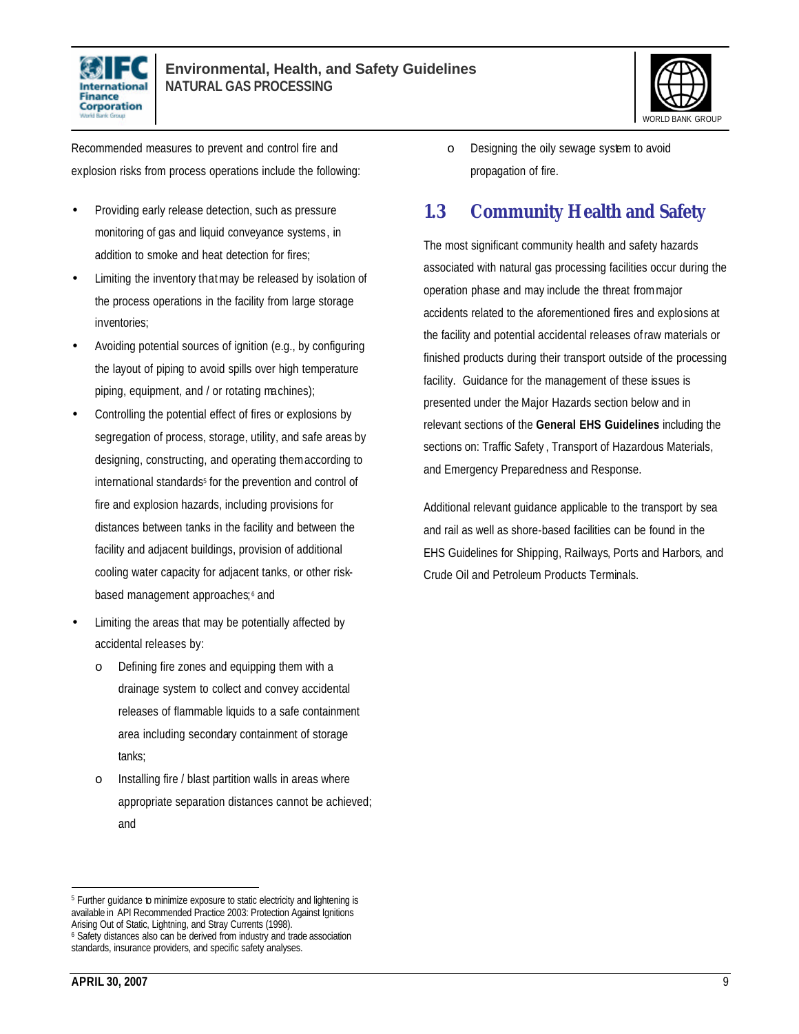Recommended measures to prevent and control fire and explosion risks from process operations include the following:

- Providing early release detection, such as pressure monitoring of gas and liquid conveyance systems, in addition to smoke and heat detection for fires;
- Limiting the inventory that may be released by isolation of the process operations in the facility from large storage inventories;
- Avoiding potential sources of ignition (e.g., by configuring the layout of piping to avoid spills over high temperature piping, equipment, and / or rotating machines);
- Controlling the potential effect of fires or explosions by segregation of process, storage, utility, and safe areas by designing, constructing, and operating them according to international standards[5] for the prevention and control of fire and explosion hazards, including provisions for distances between tanks in the facility and between the facility and adjacent buildings, provision of additional cooling water capacity for adjacent tanks, or other risk-based management approaches;[6] and
- Limiting the areas that may be potentially affected by accidental releases by:
  - Defining fire zones and equipping them with a drainage system to collect and convey accidental releases of flammable liquids to a safe containment area including secondary containment of storage tanks;
  - Installing fire / blast partition walls in areas where appropriate separation distances cannot be achieved; and
  - Designing the oily sewage system to avoid propagation of fire.

## 1.3 Community Health and Safety

The most significant community health and safety hazards associated with natural gas processing facilities occur during the operation phase and may include the threat from major accidents related to the aforementioned fires and explosions at the facility and potential accidental releases of raw materials or finished products during their transport outside of the processing facility. Guidance for the management of these issues is presented under the Major Hazards section below and in relevant sections of the **General EHS Guidelines** including the sections on: Traffic Safety, Transport of Hazardous Materials, and Emergency Preparedness and Response.

Additional relevant guidance applicable to the transport by sea and rail as well as shore-based facilities can be found in the EHS Guidelines for Shipping, Railways, Ports and Harbors, and Crude Oil and Petroleum Products Terminals.

---

[5] Further guidance to minimize exposure to static electricity and lightening is available in API Recommended Practice 2003: Protection Against Ignitions Arising Out of Static, Lightning, and Stray Currents (1998).

[6] Safety distances also can be derived from industry and trade association standards, insurance providers, and specific safety analyses.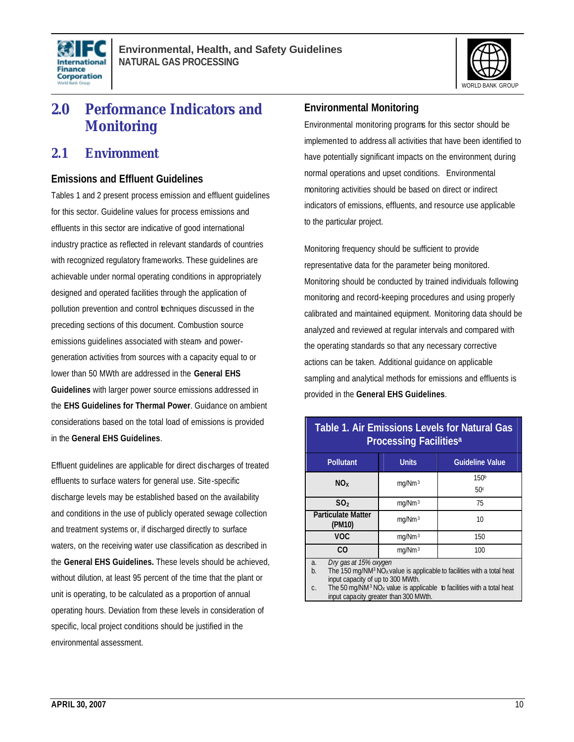# 2.0 Performance Indicators and Monitoring

## 2.1 Environment

### Emissions and Effluent Guidelines

Tables 1 and 2 present process emission and effluent guidelines for this sector. Guideline values for process emissions and effluents in this sector are indicative of good international industry practice as reflected in relevant standards of countries with recognized regulatory frameworks. These guidelines are achievable under normal operating conditions in appropriately designed and operated facilities through the application of pollution prevention and control techniques discussed in the preceding sections of this document. Combustion source emissions guidelines associated with steam- and power-generation activities from sources with a capacity equal to or lower than 50 MWth are addressed in the **General EHS Guidelines** with larger power source emissions addressed in the **EHS Guidelines for Thermal Power**. Guidance on ambient considerations based on the total load of emissions is provided in the **General EHS Guidelines**.

Effluent guidelines are applicable for direct discharges of treated effluents to surface waters for general use. Site-specific discharge levels may be established based on the availability and conditions in the use of publicly operated sewage collection and treatment systems or, if discharged directly to surface waters, on the receiving water use classification as described in the **General EHS Guidelines.** These levels should be achieved, without dilution, at least 95 percent of the time that the plant or unit is operating, to be calculated as a proportion of annual operating hours. Deviation from these levels in consideration of specific, local project conditions should be justified in the environmental assessment.

### Environmental Monitoring

Environmental monitoring programs for this sector should be implemented to address all activities that have been identified to have potentially significant impacts on the environment, during normal operations and upset conditions. Environmental monitoring activities should be based on direct or indirect indicators of emissions, effluents, and resource use applicable to the particular project.

Monitoring frequency should be sufficient to provide representative data for the parameter being monitored. Monitoring should be conducted by trained individuals following monitoring and record-keeping procedures and using properly calibrated and maintained equipment. Monitoring data should be analyzed and reviewed at regular intervals and compared with the operating standards so that any necessary corrective actions can be taken. Additional guidance on applicable sampling and analytical methods for emissions and effluents is provided in the **General EHS Guidelines**.

**Table 1. Air Emissions Levels for Natural Gas Processing Facilities[a]**

| Pollutant | Units | Guideline Value |
|---|---|---|
| $NO_X$ | $mg/Nm^3$ | 150[b]<br>50[c] |
| $SO_2$ | $mg/Nm^3$ | 75 |
| Particulate Matter (PM10) | $mg/Nm^3$ | 10 |
| VOC | $mg/Nm^3$ | 150 |
| CO | $mg/Nm^3$ | 100 |

a. *Dry gas at 15% oxygen*
b. The 150 $mg/NM^3$ $NO_X$ value is applicable to facilities with a total heat input capacity of up to 300 MWth.
c. The 50 $mg/NM^3$ $NO_X$ value is applicable to facilities with a total heat input capacity greater than 300 MWth.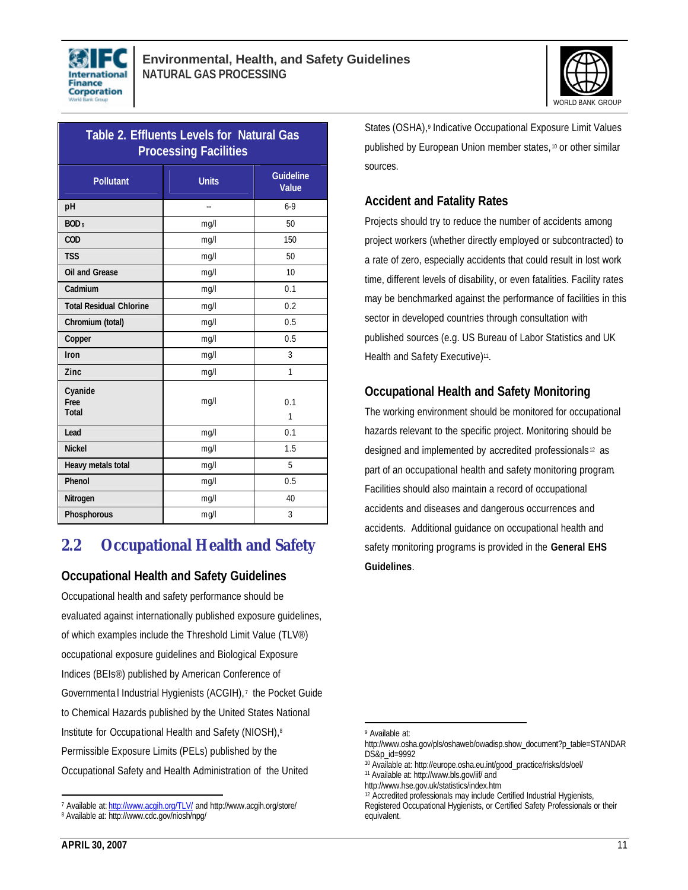**Table 2. Effluents Levels for Natural Gas Processing Facilities**

| Pollutant | Units | Guideline Value |
|---|---|---|
| pH | -- | 6-9 |
| $BOD_5$ | mg/l | 50 |
| COD | mg/l | 150 |
| TSS | mg/l | 50 |
| Oil and Grease | mg/l | 10 |
| Cadmium | mg/l | 0.1 |
| Total Residual Chlorine | mg/l | 0.2 |
| Chromium (total) | mg/l | 0.5 |
| Copper | mg/l | 0.5 |
| Iron | mg/l | 3 |
| Zinc | mg/l | 1 |
| Cyanide Free Total | mg/l | 0.1  1 |
| Lead | mg/l | 0.1 |
| Nickel | mg/l | 1.5 |
| Heavy metals total | mg/l | 5 |
| Phenol | mg/l | 0.5 |
| Nitrogen | mg/l | 40 |
| Phosphorous | mg/l | 3 |

## 2.2 Occupational Health and Safety

### Occupational Health and Safety Guidelines

Occupational health and safety performance should be evaluated against internationally published exposure guidelines, of which examples include the Threshold Limit Value (TLV®) occupational exposure guidelines and Biological Exposure Indices (BEIs®) published by American Conference of Governmental Industrial Hygienists (ACGIH),[7] the Pocket Guide to Chemical Hazards published by the United States National Institute for Occupational Health and Safety (NIOSH),[8] Permissible Exposure Limits (PELs) published by the Occupational Safety and Health Administration of the United States (OSHA),[9] Indicative Occupational Exposure Limit Values published by European Union member states,[10] or other similar sources.

### Accident and Fatality Rates

Projects should try to reduce the number of accidents among project workers (whether directly employed or subcontracted) to a rate of zero, especially accidents that could result in lost work time, different levels of disability, or even fatalities. Facility rates may be benchmarked against the performance of facilities in this sector in developed countries through consultation with published sources (e.g. US Bureau of Labor Statistics and UK Health and Safety Executive)[11].

### Occupational Health and Safety Monitoring

The working environment should be monitored for occupational hazards relevant to the specific project. Monitoring should be designed and implemented by accredited professionals[12] as part of an occupational health and safety monitoring program. Facilities should also maintain a record of occupational accidents and diseases and dangerous occurrences and accidents. Additional guidance on occupational health and safety monitoring programs is provided in the **General EHS Guidelines**.

---

[7] Available at: http://www.acgih.org/TLV/ and http://www.acgih.org/store/

[8] Available at: http://www.cdc.gov/niosh/npg/

[9] Available at: http://www.osha.gov/pls/oshaweb/owadisp.show_document?p_table=STANDARDS&p_id=9992

[10] Available at: http://europe.osha.eu.int/good_practice/risks/ds/oel/

[11] Available at: http://www.bls.gov/iif/ and http://www.hse.gov.uk/statistics/index.htm

[12] Accredited professionals may include Certified Industrial Hygienists, Registered Occupational Hygienists, or Certified Safety Professionals or their equivalent.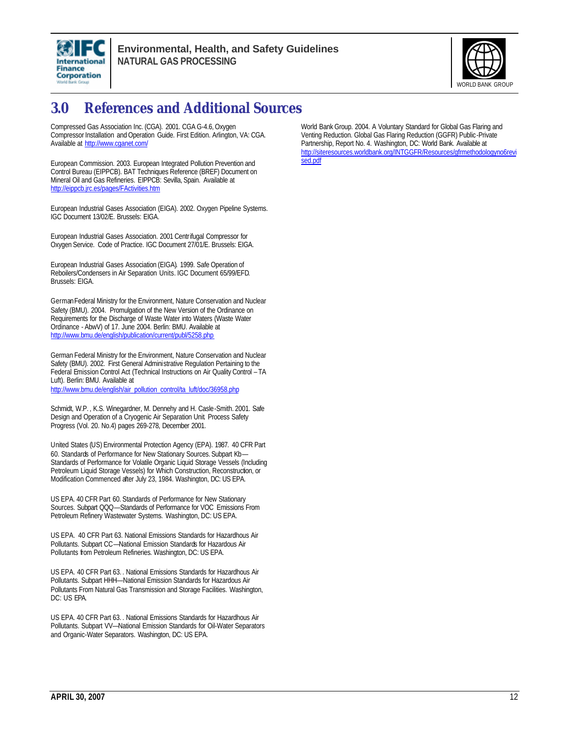# 3.0 References and Additional Sources

Compressed Gas Association Inc. (CGA). 2001. CGA G-4.6, Oxygen Compressor Installation and Operation Guide. First Edition. Arlington, VA: CGA. Available at http://www.cganet.com/

European Commission. 2003. European Integrated Pollution Prevention and Control Bureau (EIPPCB). BAT Techniques Reference (BREF) Document on Mineral Oil and Gas Refineries. EIPPCB: Sevilla, Spain. Available at http://eippcb.jrc.es/pages/FActivities.htm

European Industrial Gases Association (EIGA). 2002. Oxygen Pipeline Systems. IGC Document 13/02/E. Brussels: EIGA.

European Industrial Gases Association. 2001 Centrifugal Compressor for Oxygen Service. Code of Practice. IGC Document 27/01/E. Brussels: EIGA.

European Industrial Gases Association (EIGA). 1999. Safe Operation of Reboilers/Condensers in Air Separation Units. IGC Document 65/99/EFD. Brussels: EIGA.

German Federal Ministry for the Environment, Nature Conservation and Nuclear Safety (BMU). 2004. Promulgation of the New Version of the Ordinance on Requirements for the Discharge of Waste Water into Waters (Waste Water Ordinance - AbwV) of 17. June 2004. Berlin: BMU. Available at http://www.bmu.de/english/publication/current/publ/5258.php

German Federal Ministry for the Environment, Nature Conservation and Nuclear Safety (BMU). 2002. First General Administrative Regulation Pertaining to the Federal Emission Control Act (Technical Instructions on Air Quality Control – TA Luft). Berlin: BMU. Available at http://www.bmu.de/english/air_pollution_control/ta_luft/doc/36958.php

Schmidt, W.P. , K.S. Winegardner, M. Dennehy and H. Casle-Smith. 2001. Safe Design and Operation of a Cryogenic Air Separation Unit. Process Safety Progress (Vol. 20. No.4) pages 269-278, December 2001.

United States (US) Environmental Protection Agency (EPA). 1987. 40 CFR Part 60. Standards of Performance for New Stationary Sources. Subpart Kb—Standards of Performance for Volatile Organic Liquid Storage Vessels (Including Petroleum Liquid Storage Vessels) for Which Construction, Reconstruction, or Modification Commenced after July 23, 1984. Washington, DC: US EPA.

US EPA. 40 CFR Part 60. Standards of Performance for New Stationary Sources. Subpart QQQ—Standards of Performance for VOC Emissions From Petroleum Refinery Wastewater Systems. Washington, DC: US EPA.

US EPA. 40 CFR Part 63. National Emissions Standards for Hazardhous Air Pollutants. Subpart CC—National Emission Standards for Hazardous Air Pollutants from Petroleum Refineries. Washington, DC: US EPA.

US EPA. 40 CFR Part 63. . National Emissions Standards for Hazardhous Air Pollutants. Subpart HHH—National Emission Standards for Hazardous Air Pollutants From Natural Gas Transmission and Storage Facilities. Washington, DC: US EPA.

US EPA. 40 CFR Part 63. . National Emissions Standards for Hazardhous Air Pollutants. Subpart VV—National Emission Standards for Oil-Water Separators and Organic-Water Separators. Washington, DC: US EPA.

World Bank Group. 2004. A Voluntary Standard for Global Gas Flaring and Venting Reduction. Global Gas Flaring Reduction (GGFR) Public-Private Partnership, Report No. 4. Washington, DC: World Bank. Available at http://siteresources.worldbank.org/INTGGFR/Resources/gfrmethodologyno6revised.pdf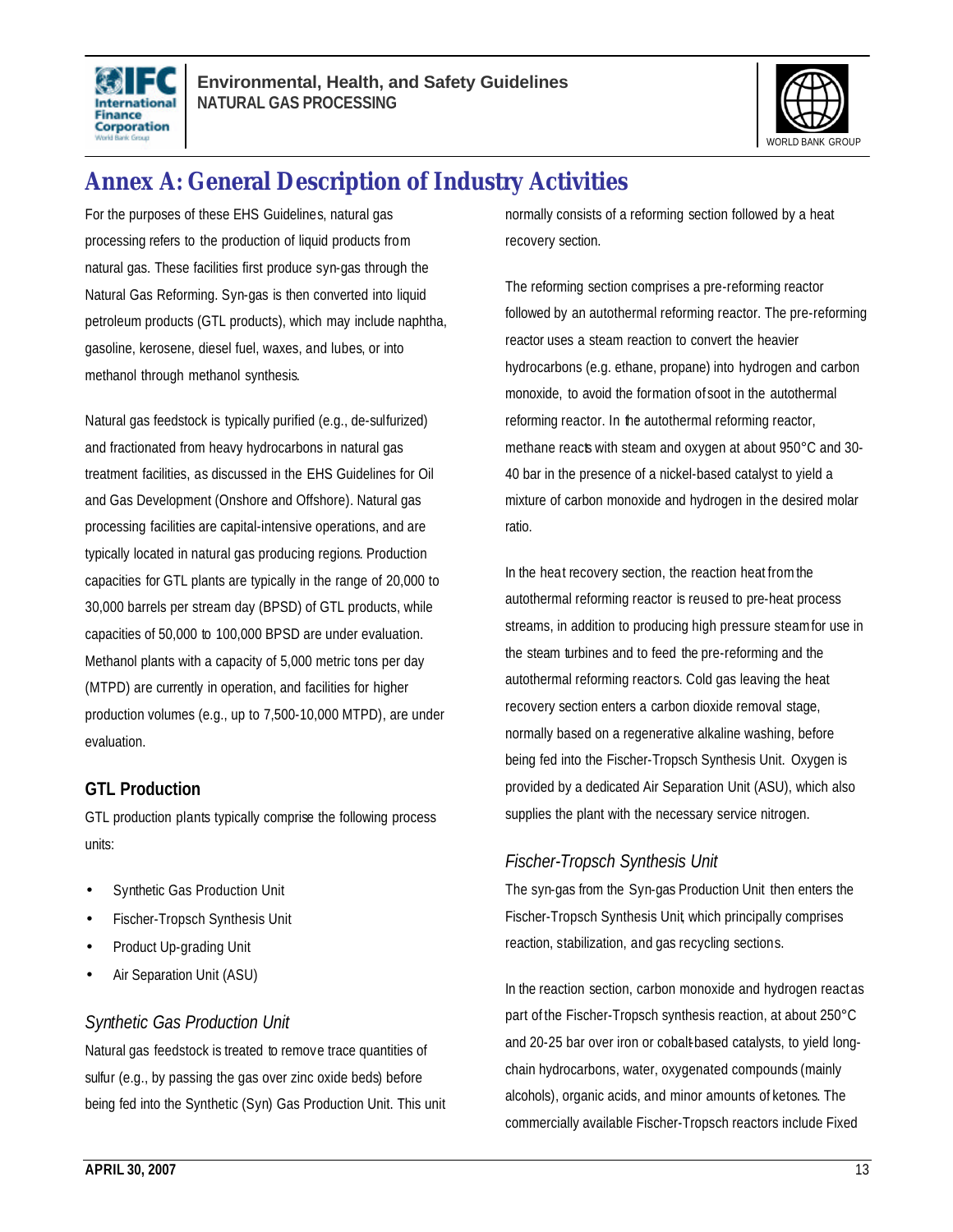# Annex A: General Description of Industry Activities

For the purposes of these EHS Guidelines, natural gas processing refers to the production of liquid products from natural gas. These facilities first produce syn-gas through the Natural Gas Reforming. Syn-gas is then converted into liquid petroleum products (GTL products), which may include naphtha, gasoline, kerosene, diesel fuel, waxes, and lubes, or into methanol through methanol synthesis.

Natural gas feedstock is typically purified (e.g., de-sulfurized) and fractionated from heavy hydrocarbons in natural gas treatment facilities, as discussed in the EHS Guidelines for Oil and Gas Development (Onshore and Offshore). Natural gas processing facilities are capital-intensive operations, and are typically located in natural gas producing regions. Production capacities for GTL plants are typically in the range of 20,000 to 30,000 barrels per stream day (BPSD) of GTL products, while capacities of 50,000 to 100,000 BPSD are under evaluation. Methanol plants with a capacity of 5,000 metric tons per day (MTPD) are currently in operation, and facilities for higher production volumes (e.g., up to 7,500-10,000 MTPD), are under evaluation.

## GTL Production

GTL production plants typically comprise the following process units:

- Synthetic Gas Production Unit
- Fischer-Tropsch Synthesis Unit
- Product Up-grading Unit
- Air Separation Unit (ASU)

### *Synthetic Gas Production Unit*

Natural gas feedstock is treated to remove trace quantities of sulfur (e.g., by passing the gas over zinc oxide beds) before being fed into the Synthetic (Syn) Gas Production Unit. This unit normally consists of a reforming section followed by a heat recovery section.

The reforming section comprises a pre-reforming reactor followed by an autothermal reforming reactor. The pre-reforming reactor uses a steam reaction to convert the heavier hydrocarbons (e.g. ethane, propane) into hydrogen and carbon monoxide, to avoid the formation of soot in the autothermal reforming reactor. In the autothermal reforming reactor, methane reacts with steam and oxygen at about 950°C and 30-40 bar in the presence of a nickel-based catalyst to yield a mixture of carbon monoxide and hydrogen in the desired molar ratio.

In the heat recovery section, the reaction heat from the autothermal reforming reactor is reused to pre-heat process streams, in addition to producing high pressure steam for use in the steam turbines and to feed the pre-reforming and the autothermal reforming reactors. Cold gas leaving the heat recovery section enters a carbon dioxide removal stage, normally based on a regenerative alkaline washing, before being fed into the Fischer-Tropsch Synthesis Unit. Oxygen is provided by a dedicated Air Separation Unit (ASU), which also supplies the plant with the necessary service nitrogen.

### *Fischer-Tropsch Synthesis Unit*

The syn-gas from the Syn-gas Production Unit then enters the Fischer-Tropsch Synthesis Unit, which principally comprises reaction, stabilization, and gas recycling sections.

In the reaction section, carbon monoxide and hydrogen react as part of the Fischer-Tropsch synthesis reaction, at about 250°C and 20-25 bar over iron or cobalt-based catalysts, to yield long-chain hydrocarbons, water, oxygenated compounds (mainly alcohols), organic acids, and minor amounts of ketones. The commercially available Fischer-Tropsch reactors include Fixed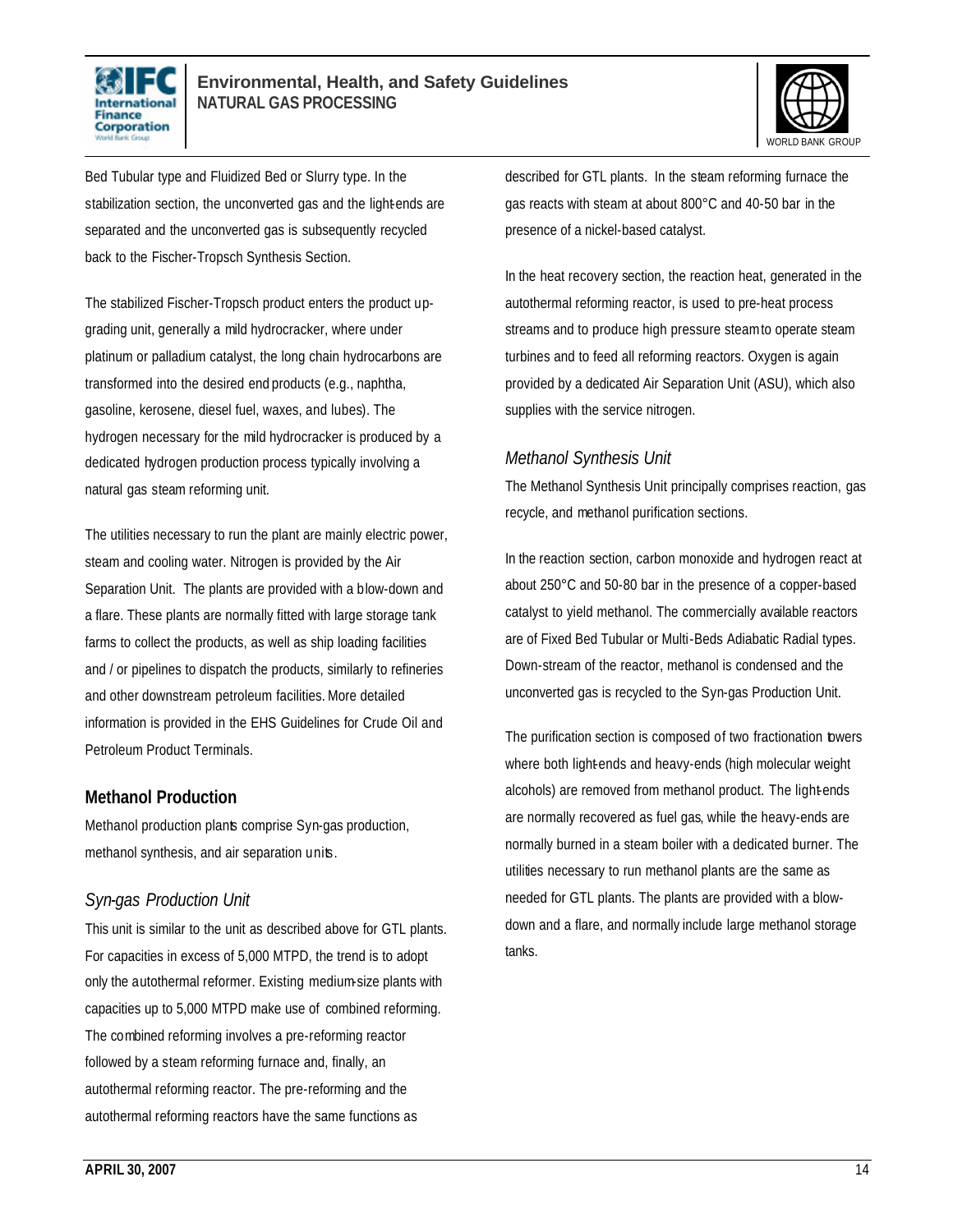Bed Tubular type and Fluidized Bed or Slurry type. In the stabilization section, the unconverted gas and the light-ends are separated and the unconverted gas is subsequently recycled back to the Fischer-Tropsch Synthesis Section.

The stabilized Fischer-Tropsch product enters the product up-grading unit, generally a mild hydrocracker, where under platinum or palladium catalyst, the long chain hydrocarbons are transformed into the desired end products (e.g., naphtha, gasoline, kerosene, diesel fuel, waxes, and lubes). The hydrogen necessary for the mild hydrocracker is produced by a dedicated hydrogen production process typically involving a natural gas steam reforming unit.

The utilities necessary to run the plant are mainly electric power, steam and cooling water. Nitrogen is provided by the Air Separation Unit. The plants are provided with a blow-down and a flare. These plants are normally fitted with large storage tank farms to collect the products, as well as ship loading facilities and / or pipelines to dispatch the products, similarly to refineries and other downstream petroleum facilities. More detailed information is provided in the EHS Guidelines for Crude Oil and Petroleum Product Terminals.

## Methanol Production

Methanol production plants comprise Syn-gas production, methanol synthesis, and air separation units.

### *Syn-gas Production Unit*

This unit is similar to the unit as described above for GTL plants. For capacities in excess of 5,000 MTPD, the trend is to adopt only the autothermal reformer. Existing medium-size plants with capacities up to 5,000 MTPD make use of combined reforming. The combined reforming involves a pre-reforming reactor followed by a steam reforming furnace and, finally, an autothermal reforming reactor. The pre-reforming and the autothermal reforming reactors have the same functions as described for GTL plants. In the steam reforming furnace the gas reacts with steam at about 800°C and 40-50 bar in the presence of a nickel-based catalyst.

In the heat recovery section, the reaction heat, generated in the autothermal reforming reactor, is used to pre-heat process streams and to produce high pressure steam to operate steam turbines and to feed all reforming reactors. Oxygen is again provided by a dedicated Air Separation Unit (ASU), which also supplies with the service nitrogen.

### *Methanol Synthesis Unit*

The Methanol Synthesis Unit principally comprises reaction, gas recycle, and methanol purification sections.

In the reaction section, carbon monoxide and hydrogen react at about 250°C and 50-80 bar in the presence of a copper-based catalyst to yield methanol. The commercially available reactors are of Fixed Bed Tubular or Multi-Beds Adiabatic Radial types. Down-stream of the reactor, methanol is condensed and the unconverted gas is recycled to the Syn-gas Production Unit.

The purification section is composed of two fractionation towers where both light-ends and heavy-ends (high molecular weight alcohols) are removed from methanol product. The light-ends are normally recovered as fuel gas, while the heavy-ends are normally burned in a steam boiler with a dedicated burner. The utilities necessary to run methanol plants are the same as needed for GTL plants. The plants are provided with a blow-down and a flare, and normally include large methanol storage tanks.